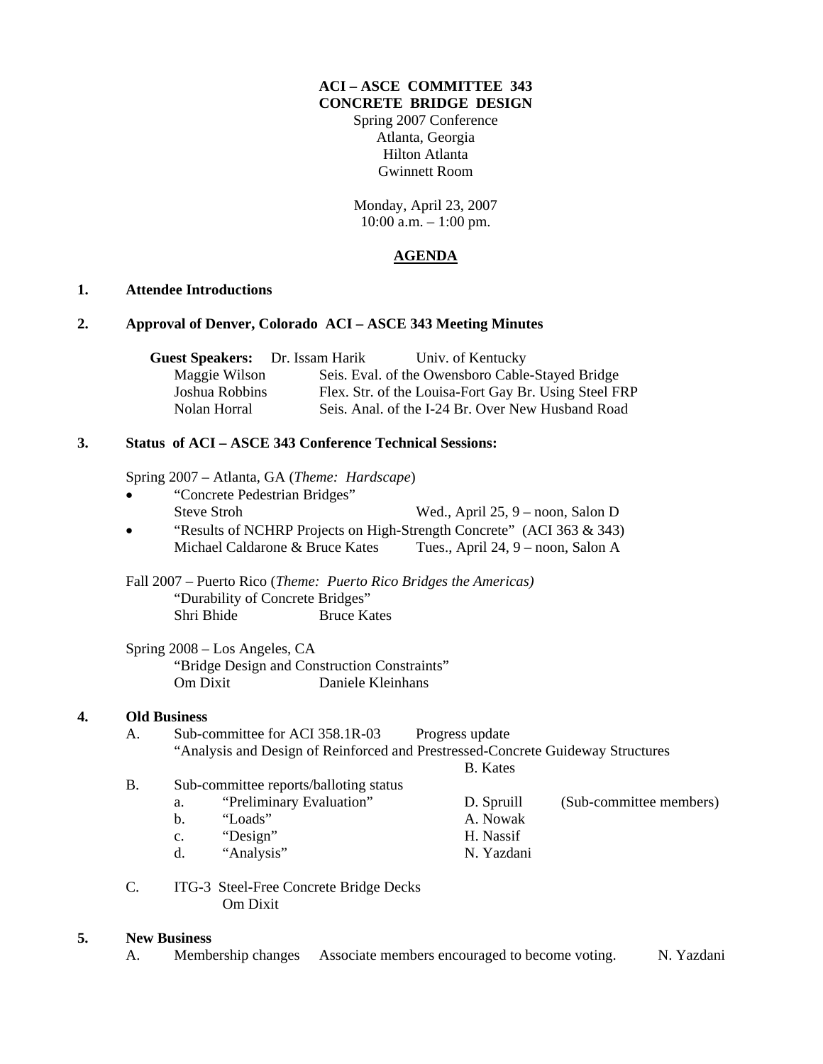**ACI – ASCE COMMITTEE 343**
**CONCRETE BRIDGE DESIGN**

Spring 2007 Conference
Atlanta, Georgia
Hilton Atlanta
Gwinnett Room

Monday, April 23, 2007
10:00 a.m. – 1:00 pm.

## AGENDA

**1. Attendee Introductions**

**2. Approval of Denver, Colorado ACI – ASCE 343 Meeting Minutes**

**Guest Speakers:** Dr. Issam Harik — Univ. of Kentucky

| | |
|---|---|
| Maggie Wilson | Seis. Eval. of the Owensboro Cable-Stayed Bridge |
| Joshua Robbins | Flex. Str. of the Louisa-Fort Gay Br. Using Steel FRP |
| Nolan Horral | Seis. Anal. of the I-24 Br. Over New Husband Road |

**3. Status of ACI – ASCE 343 Conference Technical Sessions:**

Spring 2007 – Atlanta, GA (*Theme: Hardscape*)

- "Concrete Pedestrian Bridges"
  Steve Stroh — Wed., April 25, 9 – noon, Salon D
- "Results of NCHRP Projects on High-Strength Concrete" (ACI 363 & 343)
  Michael Caldarone & Bruce Kates — Tues., April 24, 9 – noon, Salon A

Fall 2007 – Puerto Rico (*Theme: Puerto Rico Bridges the Americas)*
"Durability of Concrete Bridges"
Shri Bhide — Bruce Kates

Spring 2008 – Los Angeles, CA
"Bridge Design and Construction Constraints"
Om Dixit — Daniele Kleinhans

**4. Old Business**

A. Sub-committee for ACI 358.1R-03 — Progress update
"Analysis and Design of Reinforced and Prestressed-Concrete Guideway Structures
B. Kates

B. Sub-committee reports/balloting status

| | | | |
|---|---|---|---|
| a. | "Preliminary Evaluation" | D. Spruill | (Sub-committee members) |
| b. | "Loads" | A. Nowak | |
| c. | "Design" | H. Nassif | |
| d. | "Analysis" | N. Yazdani | |

C. ITG-3 Steel-Free Concrete Bridge Decks
Om Dixit

**5. New Business**

A. Membership changes — Associate members encouraged to become voting. — N. Yazdani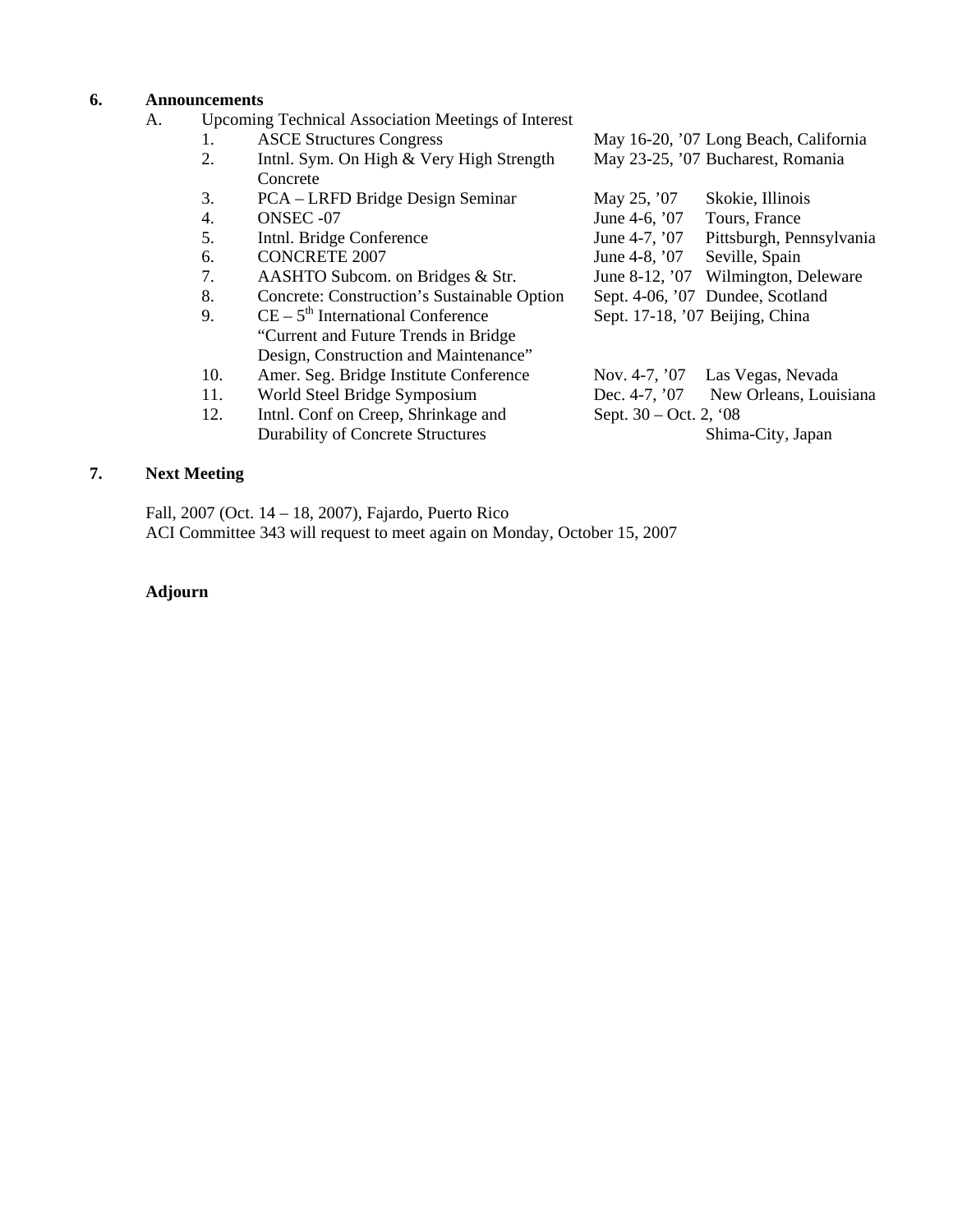## 6. Announcements

A. Upcoming Technical Association Meetings of Interest

| | | | |
|---|---|---|---|
| 1. | ASCE Structures Congress | May 16-20, ’07 | Long Beach, California |
| 2. | Intnl. Sym. On High & Very High Strength Concrete | May 23-25, ’07 | Bucharest, Romania |
| 3. | PCA – LRFD Bridge Design Seminar | May 25, ’07 | Skokie, Illinois |
| 4. | ONSEC -07 | June 4-6, ’07 | Tours, France |
| 5. | Intnl. Bridge Conference | June 4-7, ’07 | Pittsburgh, Pennsylvania |
| 6. | CONCRETE 2007 | June 4-8, ’07 | Seville, Spain |
| 7. | AASHTO Subcom. on Bridges & Str. | June 8-12, ’07 | Wilmington, Deleware |
| 8. | Concrete: Construction’s Sustainable Option | Sept. 4-06, ’07 | Dundee, Scotland |
| 9. | CE – 5th International Conference “Current and Future Trends in Bridge Design, Construction and Maintenance” | Sept. 17-18, ’07 | Beijing, China |
| 10. | Amer. Seg. Bridge Institute Conference | Nov. 4-7, ’07 | Las Vegas, Nevada |
| 11. | World Steel Bridge Symposium | Dec. 4-7, ’07 | New Orleans, Louisiana |
| 12. | Intnl. Conf on Creep, Shrinkage and Durability of Concrete Structures | Sept. 30 – Oct. 2, ‘08 | Shima-City, Japan |

## 7. Next Meeting

Fall, 2007 (Oct. 14 – 18, 2007), Fajardo, Puerto Rico
ACI Committee 343 will request to meet again on Monday, October 15, 2007

**Adjourn**